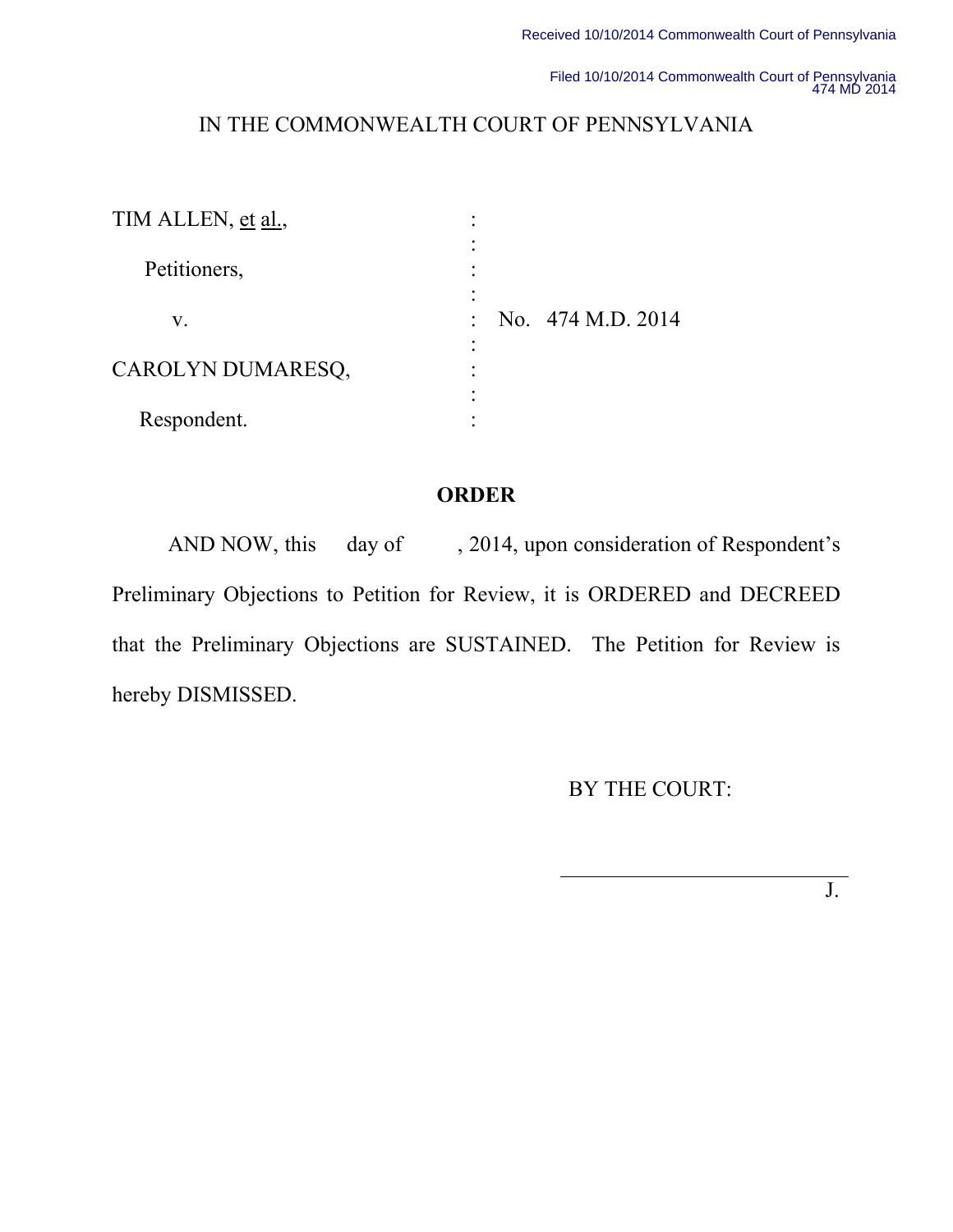Received 10/10/2014 Commonwealth Court of Pennsylvania

Filed 10/10/2014 Commonwealth Court of Pennsylvania
474 MD 2014

IN THE COMMONWEALTH COURT OF PENNSYLVANIA

| | | |
|---|---|---|
| TIM ALLEN, et al., | : | |
| Petitioners, | : | |
| v. | : | No. 474 M.D. 2014 |
| CAROLYN DUMARESQ, | : | |
| Respondent. | : | |

## ORDER

AND NOW, this day of , 2014, upon consideration of Respondent's Preliminary Objections to Petition for Review, it is ORDERED and DECREED that the Preliminary Objections are SUSTAINED. The Petition for Review is hereby DISMISSED.

BY THE COURT:

\_\_\_\_\_\_\_\_\_\_\_\_\_\_\_\_\_\_\_\_\_\_\_\_\_\_\_\_\_\_ J.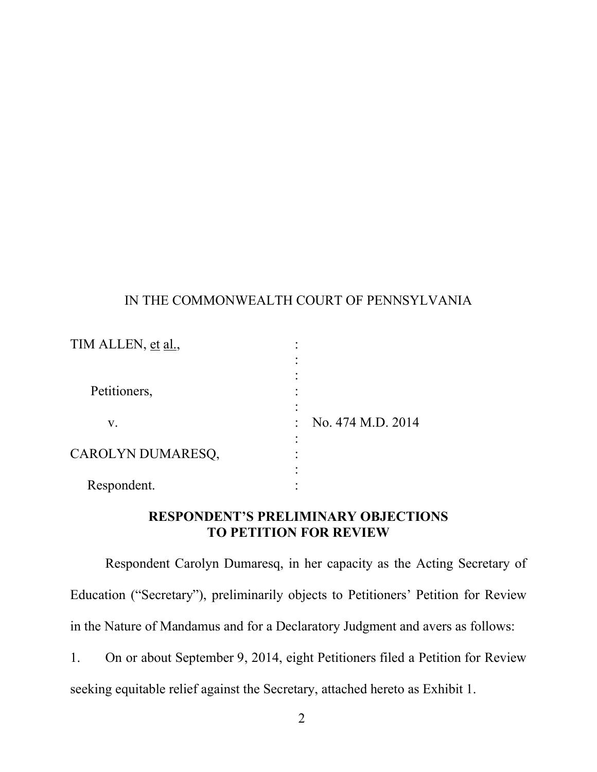IN THE COMMONWEALTH COURT OF PENNSYLVANIA

| | | |
|---|---|---|
| TIM ALLEN, et al., | : | |
| Petitioners, | : | |
| v. | : | No. 474 M.D. 2014 |
| CAROLYN DUMARESQ, | : | |
| Respondent. | : | |

**RESPONDENT'S PRELIMINARY OBJECTIONS TO PETITION FOR REVIEW**

Respondent Carolyn Dumaresq, in her capacity as the Acting Secretary of Education ("Secretary"), preliminarily objects to Petitioners' Petition for Review in the Nature of Mandamus and for a Declaratory Judgment and avers as follows:

1. On or about September 9, 2014, eight Petitioners filed a Petition for Review seeking equitable relief against the Secretary, attached hereto as Exhibit 1.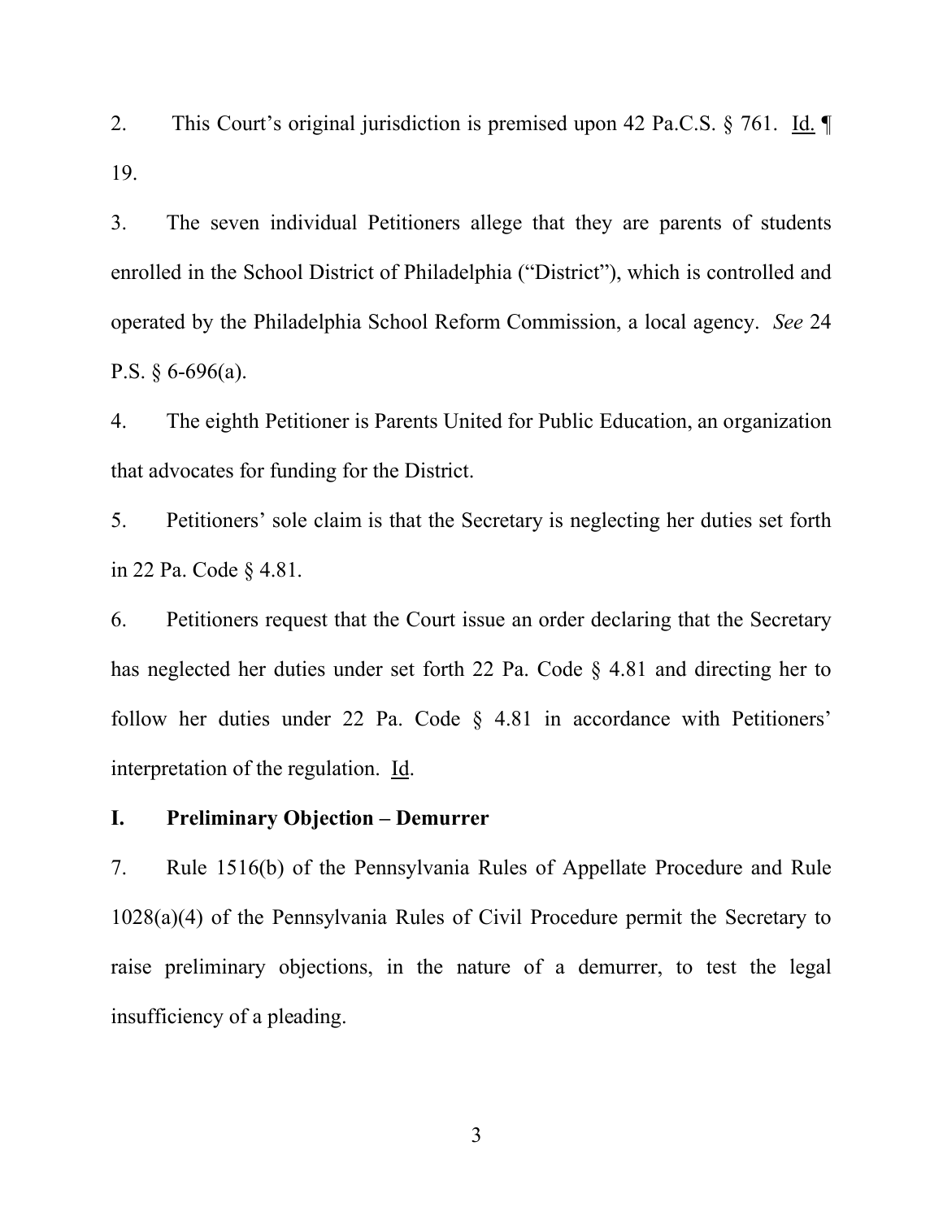2. This Court's original jurisdiction is premised upon 42 Pa.C.S. § 761. Id. ¶ 19.

3. The seven individual Petitioners allege that they are parents of students enrolled in the School District of Philadelphia ("District"), which is controlled and operated by the Philadelphia School Reform Commission, a local agency. *See* 24 P.S. § 6-696(a).

4. The eighth Petitioner is Parents United for Public Education, an organization that advocates for funding for the District.

5. Petitioners' sole claim is that the Secretary is neglecting her duties set forth in 22 Pa. Code § 4.81.

6. Petitioners request that the Court issue an order declaring that the Secretary has neglected her duties under set forth 22 Pa. Code § 4.81 and directing her to follow her duties under 22 Pa. Code § 4.81 in accordance with Petitioners' interpretation of the regulation. Id.

## I. Preliminary Objection – Demurrer

7. Rule 1516(b) of the Pennsylvania Rules of Appellate Procedure and Rule 1028(a)(4) of the Pennsylvania Rules of Civil Procedure permit the Secretary to raise preliminary objections, in the nature of a demurrer, to test the legal insufficiency of a pleading.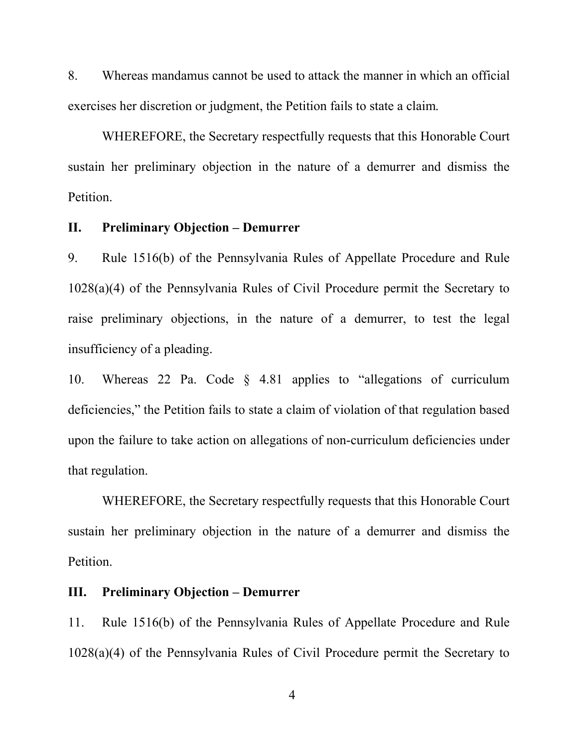8. Whereas mandamus cannot be used to attack the manner in which an official exercises her discretion or judgment, the Petition fails to state a claim.

WHEREFORE, the Secretary respectfully requests that this Honorable Court sustain her preliminary objection in the nature of a demurrer and dismiss the Petition.

## II. Preliminary Objection – Demurrer

9. Rule 1516(b) of the Pennsylvania Rules of Appellate Procedure and Rule 1028(a)(4) of the Pennsylvania Rules of Civil Procedure permit the Secretary to raise preliminary objections, in the nature of a demurrer, to test the legal insufficiency of a pleading.

10. Whereas 22 Pa. Code § 4.81 applies to "allegations of curriculum deficiencies," the Petition fails to state a claim of violation of that regulation based upon the failure to take action on allegations of non-curriculum deficiencies under that regulation.

WHEREFORE, the Secretary respectfully requests that this Honorable Court sustain her preliminary objection in the nature of a demurrer and dismiss the Petition.

## III. Preliminary Objection – Demurrer

11. Rule 1516(b) of the Pennsylvania Rules of Appellate Procedure and Rule 1028(a)(4) of the Pennsylvania Rules of Civil Procedure permit the Secretary to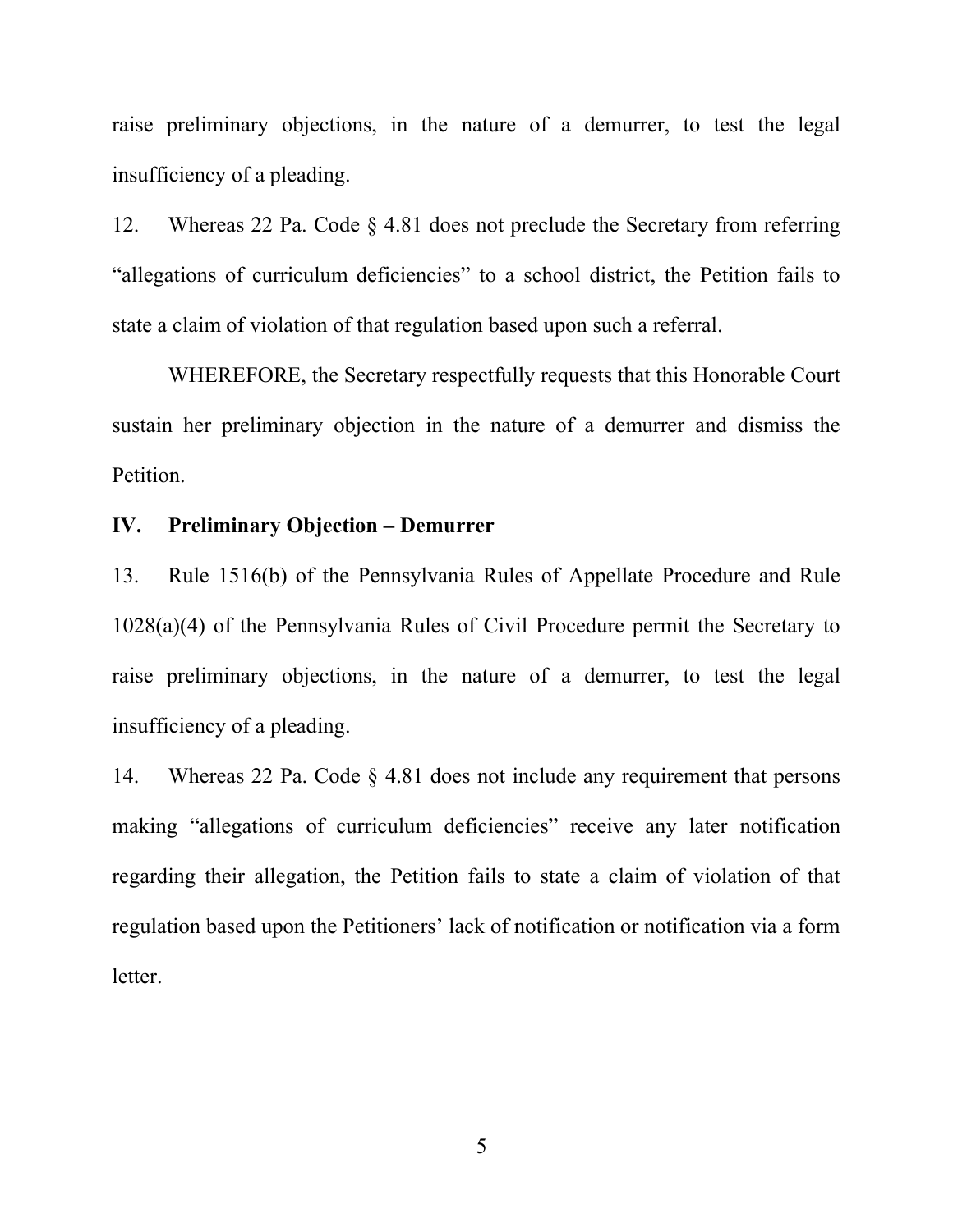raise preliminary objections, in the nature of a demurrer, to test the legal insufficiency of a pleading.

12. Whereas 22 Pa. Code § 4.81 does not preclude the Secretary from referring "allegations of curriculum deficiencies" to a school district, the Petition fails to state a claim of violation of that regulation based upon such a referral.

WHEREFORE, the Secretary respectfully requests that this Honorable Court sustain her preliminary objection in the nature of a demurrer and dismiss the Petition.

## IV. Preliminary Objection – Demurrer

13. Rule 1516(b) of the Pennsylvania Rules of Appellate Procedure and Rule 1028(a)(4) of the Pennsylvania Rules of Civil Procedure permit the Secretary to raise preliminary objections, in the nature of a demurrer, to test the legal insufficiency of a pleading.

14. Whereas 22 Pa. Code § 4.81 does not include any requirement that persons making "allegations of curriculum deficiencies" receive any later notification regarding their allegation, the Petition fails to state a claim of violation of that regulation based upon the Petitioners' lack of notification or notification via a form letter.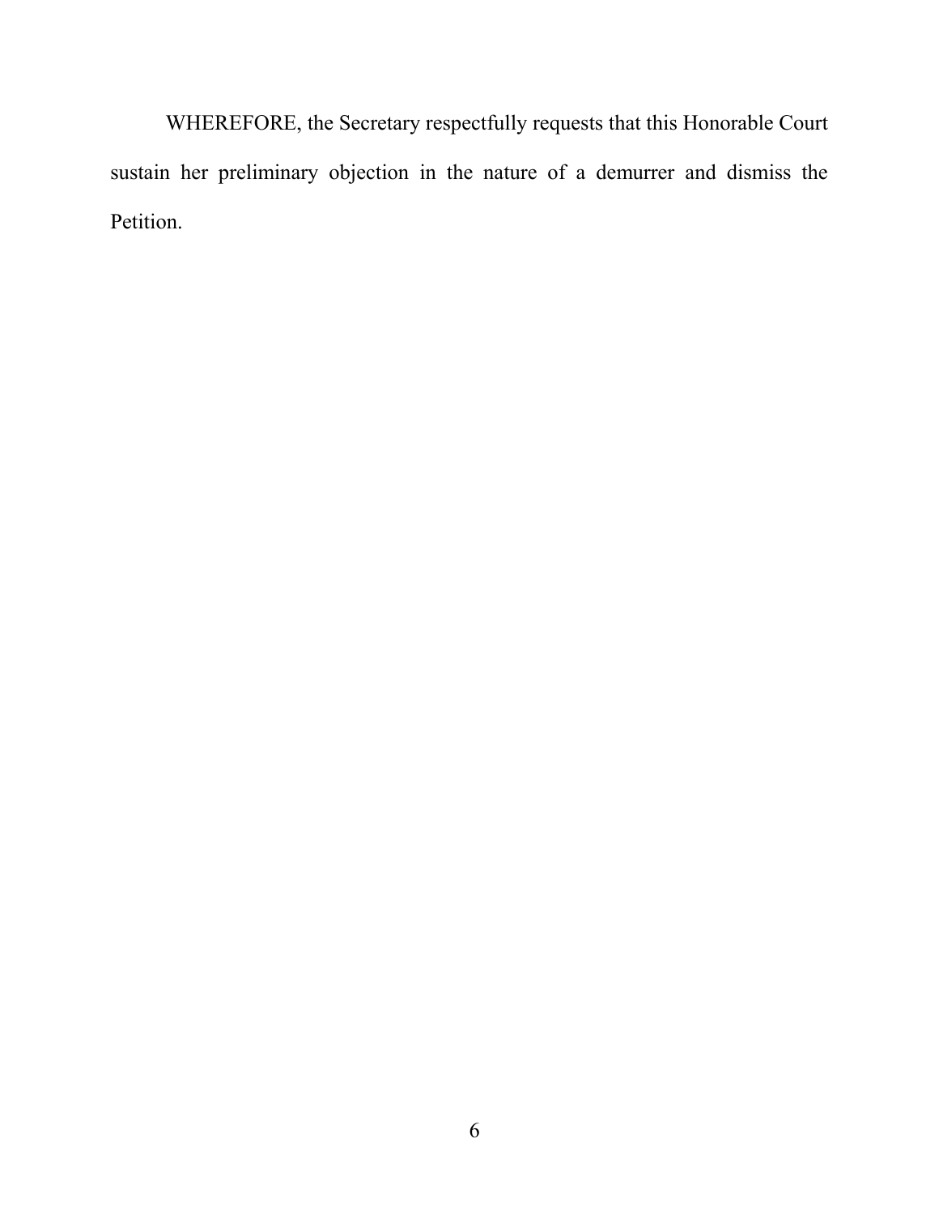WHEREFORE, the Secretary respectfully requests that this Honorable Court sustain her preliminary objection in the nature of a demurrer and dismiss the Petition.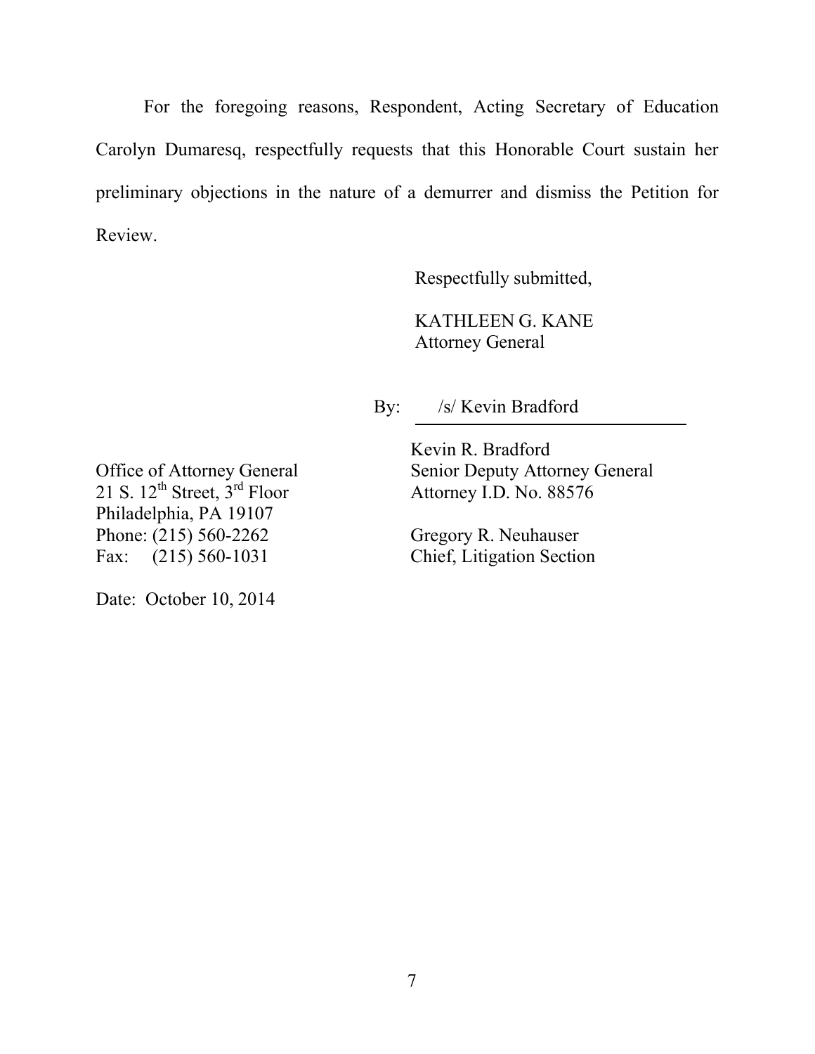For the foregoing reasons, Respondent, Acting Secretary of Education Carolyn Dumaresq, respectfully requests that this Honorable Court sustain her preliminary objections in the nature of a demurrer and dismiss the Petition for Review.

Respectfully submitted,

KATHLEEN G. KANE
Attorney General

By: /s/ Kevin Bradford

Kevin R. Bradford
Senior Deputy Attorney General
Attorney I.D. No. 88576

Gregory R. Neuhauser
Chief, Litigation Section

Office of Attorney General
21 S. 12th Street, 3rd Floor
Philadelphia, PA 19107
Phone: (215) 560-2262
Fax: (215) 560-1031

Date: October 10, 2014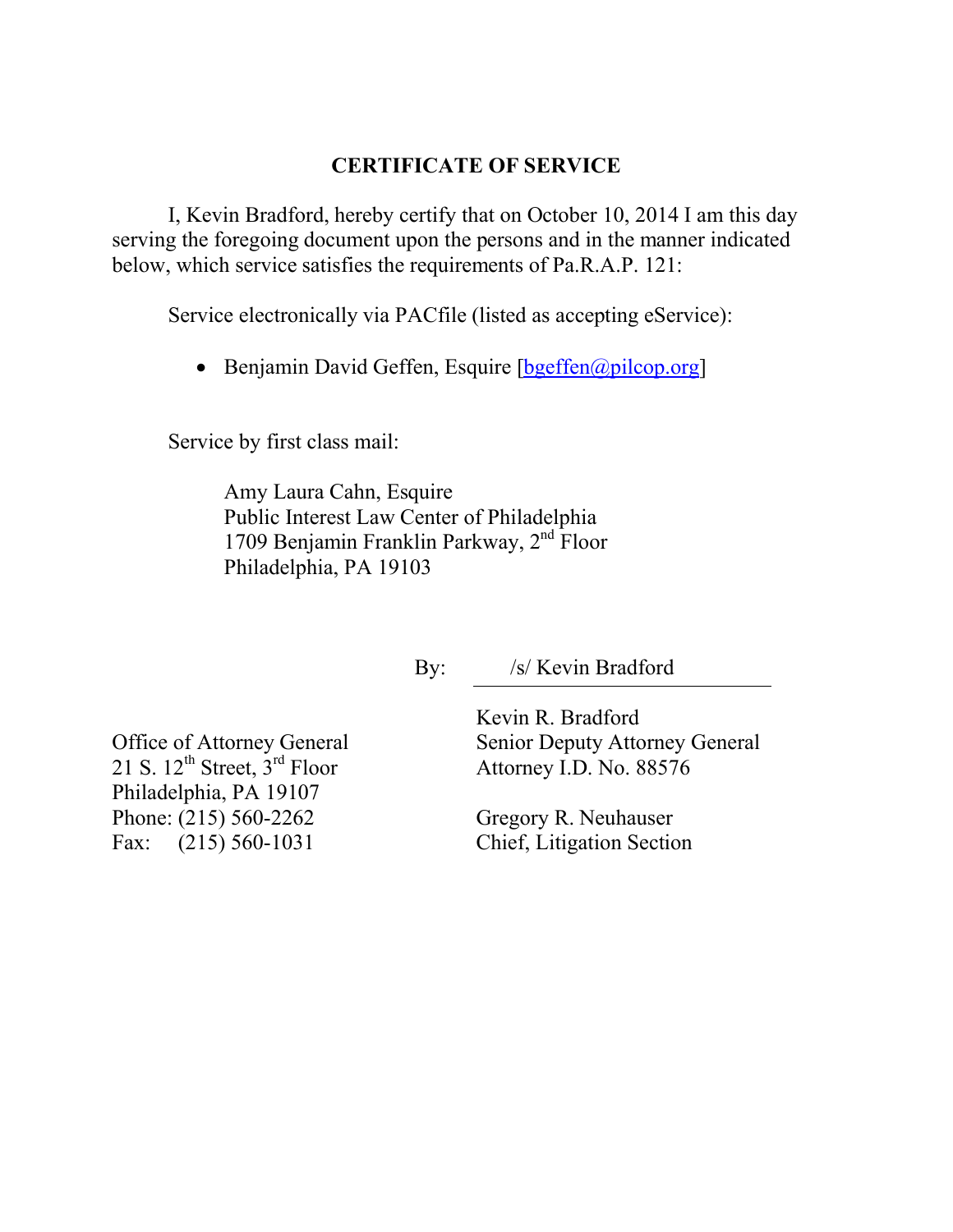## CERTIFICATE OF SERVICE

I, Kevin Bradford, hereby certify that on October 10, 2014 I am this day serving the foregoing document upon the persons and in the manner indicated below, which service satisfies the requirements of Pa.R.A.P. 121:

Service electronically via PACfile (listed as accepting eService):

- Benjamin David Geffen, Esquire [bgeffen@pilcop.org]

Service by first class mail:

Amy Laura Cahn, Esquire
Public Interest Law Center of Philadelphia
1709 Benjamin Franklin Parkway, 2nd Floor
Philadelphia, PA 19103

By: /s/ Kevin Bradford

Kevin R. Bradford
Senior Deputy Attorney General
Attorney I.D. No. 88576

Gregory R. Neuhauser
Chief, Litigation Section

Office of Attorney General
21 S. 12th Street, 3rd Floor
Philadelphia, PA 19107
Phone: (215) 560-2262
Fax: (215) 560-1031